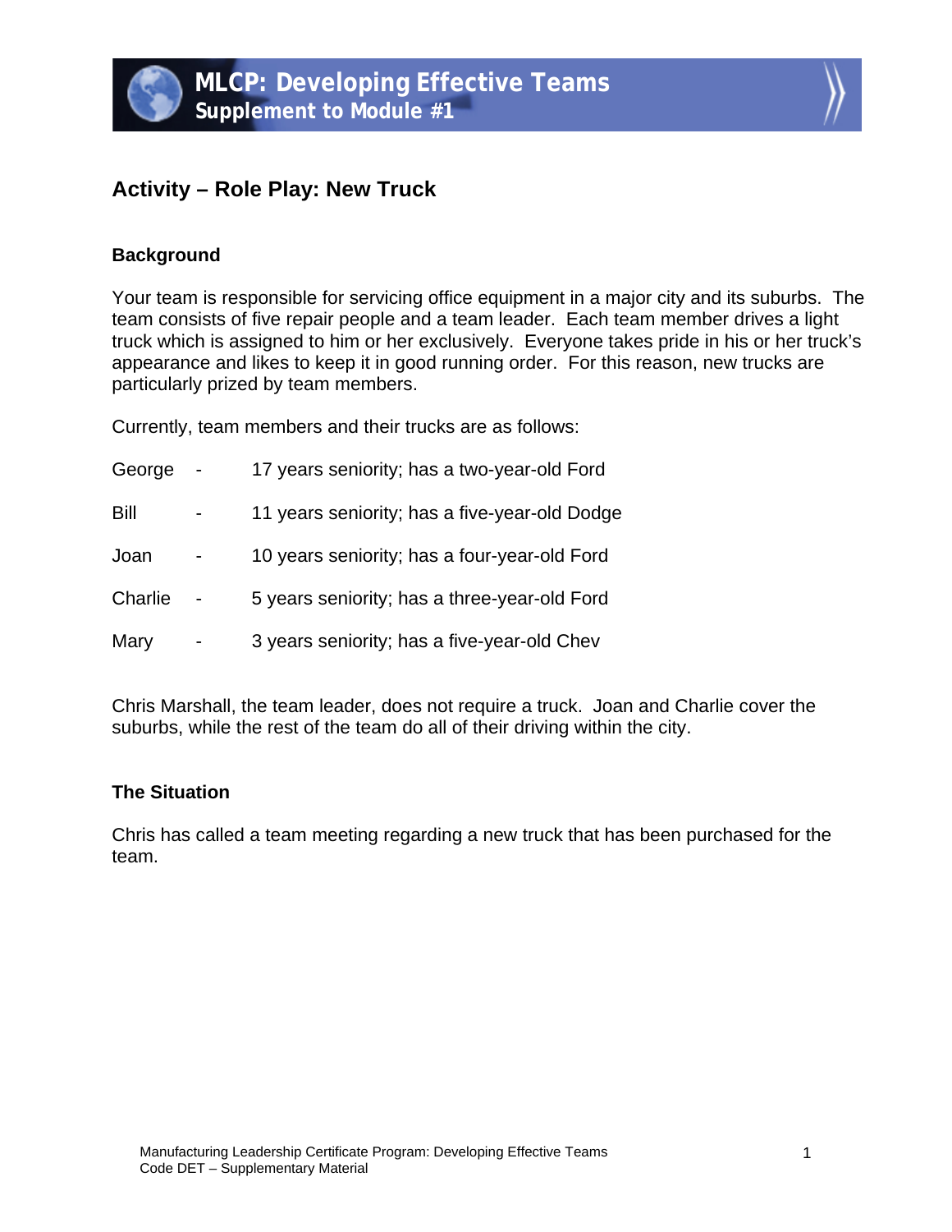# MLCP: Developing Effective Teams
## Supplement to Module #1

## Activity – Role Play: New Truck

### Background

Your team is responsible for servicing office equipment in a major city and its suburbs. The team consists of five repair people and a team leader. Each team member drives a light truck which is assigned to him or her exclusively. Everyone takes pride in his or her truck's appearance and likes to keep it in good running order. For this reason, new trucks are particularly prized by team members.

Currently, team members and their trucks are as follows:

George - 17 years seniority; has a two-year-old Ford

Bill - 11 years seniority; has a five-year-old Dodge

Joan - 10 years seniority; has a four-year-old Ford

Charlie - 5 years seniority; has a three-year-old Ford

Mary - 3 years seniority; has a five-year-old Chev

Chris Marshall, the team leader, does not require a truck. Joan and Charlie cover the suburbs, while the rest of the team do all of their driving within the city.

### The Situation

Chris has called a team meeting regarding a new truck that has been purchased for the team.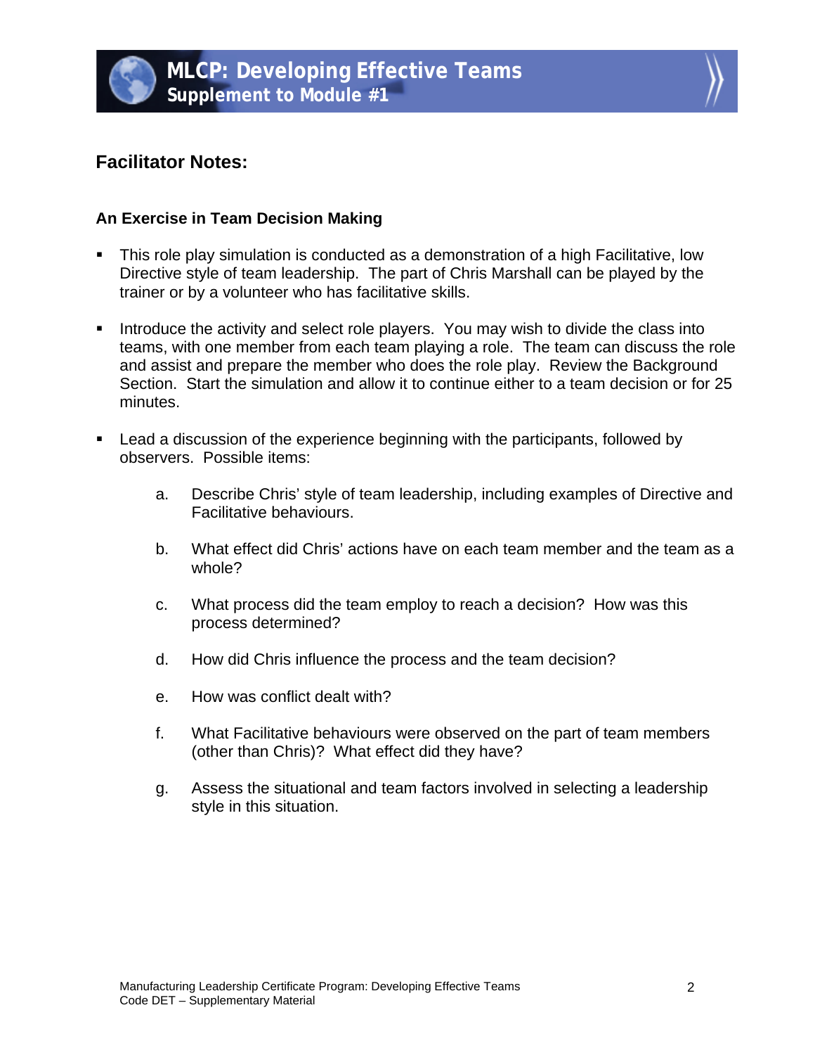## Facilitator Notes:

### An Exercise in Team Decision Making

- This role play simulation is conducted as a demonstration of a high Facilitative, low Directive style of team leadership. The part of Chris Marshall can be played by the trainer or by a volunteer who has facilitative skills.

- Introduce the activity and select role players. You may wish to divide the class into teams, with one member from each team playing a role. The team can discuss the role and assist and prepare the member who does the role play. Review the Background Section. Start the simulation and allow it to continue either to a team decision or for 25 minutes.

- Lead a discussion of the experience beginning with the participants, followed by observers. Possible items:

  a. Describe Chris' style of team leadership, including examples of Directive and Facilitative behaviours.

  b. What effect did Chris' actions have on each team member and the team as a whole?

  c. What process did the team employ to reach a decision? How was this process determined?

  d. How did Chris influence the process and the team decision?

  e. How was conflict dealt with?

  f. What Facilitative behaviours were observed on the part of team members (other than Chris)? What effect did they have?

  g. Assess the situational and team factors involved in selecting a leadership style in this situation.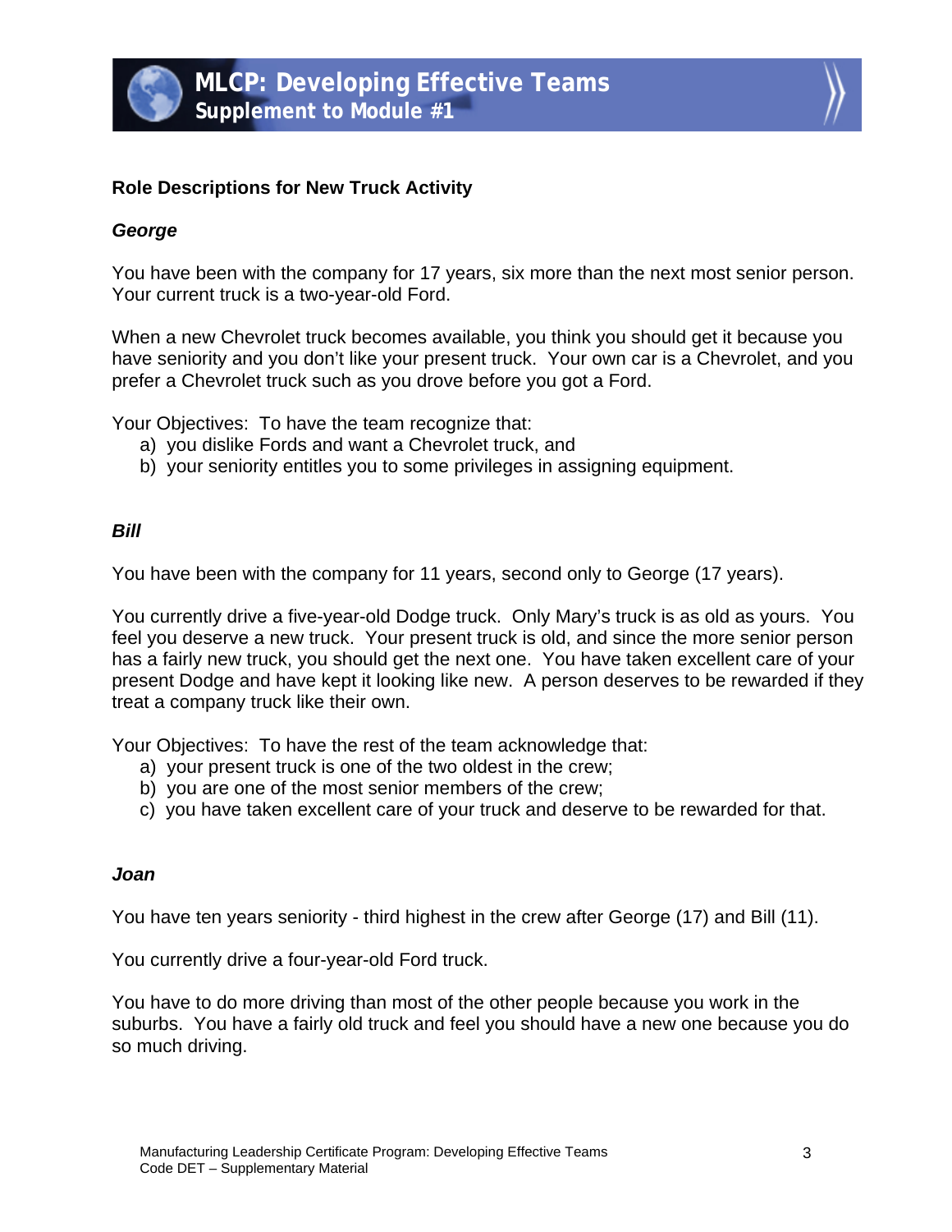## Role Descriptions for New Truck Activity

### *George*

You have been with the company for 17 years, six more than the next most senior person. Your current truck is a two-year-old Ford.

When a new Chevrolet truck becomes available, you think you should get it because you have seniority and you don't like your present truck. Your own car is a Chevrolet, and you prefer a Chevrolet truck such as you drove before you got a Ford.

Your Objectives: To have the team recognize that:

a) you dislike Fords and want a Chevrolet truck, and
b) your seniority entitles you to some privileges in assigning equipment.

### *Bill*

You have been with the company for 11 years, second only to George (17 years).

You currently drive a five-year-old Dodge truck. Only Mary's truck is as old as yours. You feel you deserve a new truck. Your present truck is old, and since the more senior person has a fairly new truck, you should get the next one. You have taken excellent care of your present Dodge and have kept it looking like new. A person deserves to be rewarded if they treat a company truck like their own.

Your Objectives: To have the rest of the team acknowledge that:

a) your present truck is one of the two oldest in the crew;
b) you are one of the most senior members of the crew;
c) you have taken excellent care of your truck and deserve to be rewarded for that.

### *Joan*

You have ten years seniority - third highest in the crew after George (17) and Bill (11).

You currently drive a four-year-old Ford truck.

You have to do more driving than most of the other people because you work in the suburbs. You have a fairly old truck and feel you should have a new one because you do so much driving.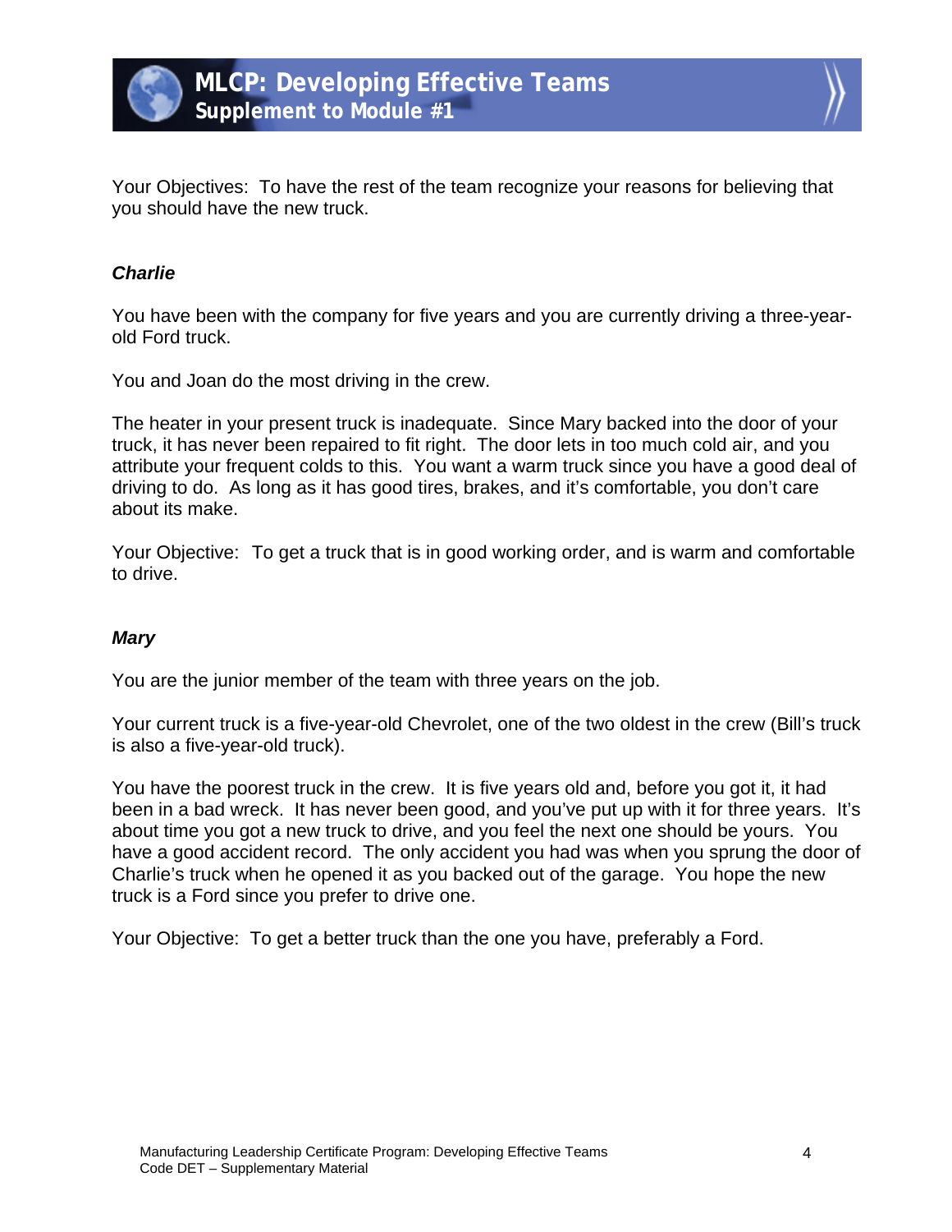Your Objectives: To have the rest of the team recognize your reasons for believing that you should have the new truck.

***Charlie***

You have been with the company for five years and you are currently driving a three-year-old Ford truck.

You and Joan do the most driving in the crew.

The heater in your present truck is inadequate. Since Mary backed into the door of your truck, it has never been repaired to fit right. The door lets in too much cold air, and you attribute your frequent colds to this. You want a warm truck since you have a good deal of driving to do. As long as it has good tires, brakes, and it's comfortable, you don't care about its make.

Your Objective: To get a truck that is in good working order, and is warm and comfortable to drive.

***Mary***

You are the junior member of the team with three years on the job.

Your current truck is a five-year-old Chevrolet, one of the two oldest in the crew (Bill's truck is also a five-year-old truck).

You have the poorest truck in the crew. It is five years old and, before you got it, it had been in a bad wreck. It has never been good, and you've put up with it for three years. It's about time you got a new truck to drive, and you feel the next one should be yours. You have a good accident record. The only accident you had was when you sprung the door of Charlie's truck when he opened it as you backed out of the garage. You hope the new truck is a Ford since you prefer to drive one.

Your Objective: To get a better truck than the one you have, preferably a Ford.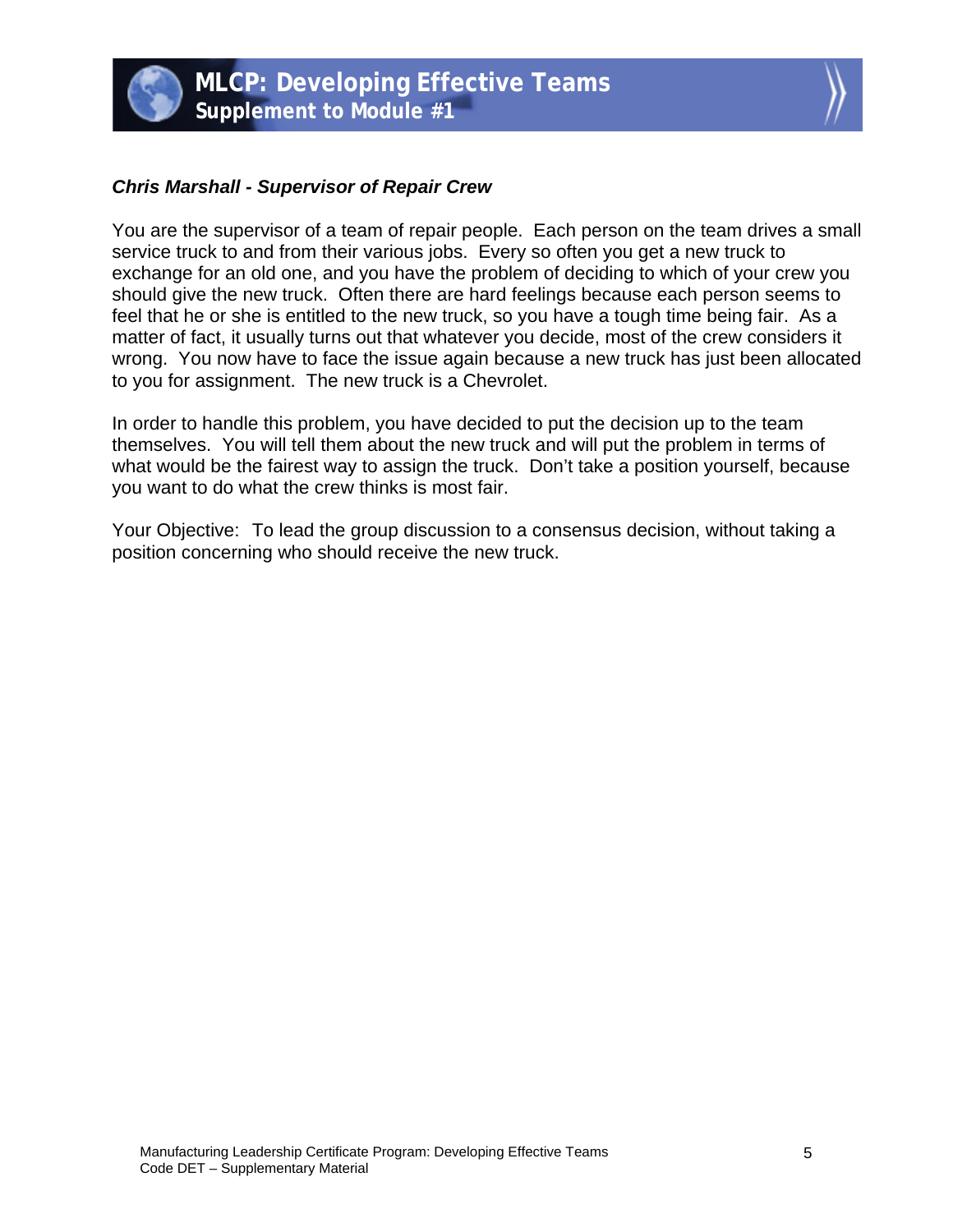***Chris Marshall - Supervisor of Repair Crew***

You are the supervisor of a team of repair people. Each person on the team drives a small service truck to and from their various jobs. Every so often you get a new truck to exchange for an old one, and you have the problem of deciding to which of your crew you should give the new truck. Often there are hard feelings because each person seems to feel that he or she is entitled to the new truck, so you have a tough time being fair. As a matter of fact, it usually turns out that whatever you decide, most of the crew considers it wrong. You now have to face the issue again because a new truck has just been allocated to you for assignment. The new truck is a Chevrolet.

In order to handle this problem, you have decided to put the decision up to the team themselves. You will tell them about the new truck and will put the problem in terms of what would be the fairest way to assign the truck. Don't take a position yourself, because you want to do what the crew thinks is most fair.

Your Objective: To lead the group discussion to a consensus decision, without taking a position concerning who should receive the new truck.